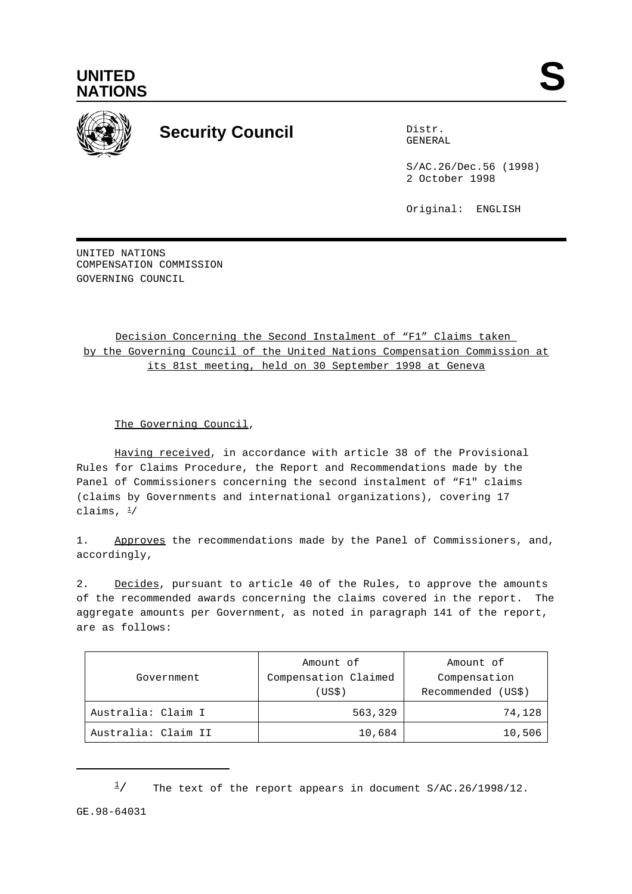UNITED NATIONS

# Security Council

Distr.
GENERAL

S/AC.26/Dec.56 (1998)
2 October 1998

Original: ENGLISH

UNITED NATIONS
COMPENSATION COMMISSION
GOVERNING COUNCIL

## Decision Concerning the Second Instalment of "F1" Claims taken by the Governing Council of the United Nations Compensation Commission at its 81st meeting, held on 30 September 1998 at Geneva

The Governing Council,

Having received, in accordance with article 38 of the Provisional Rules for Claims Procedure, the Report and Recommendations made by the Panel of Commissioners concerning the second instalment of "F1" claims (claims by Governments and international organizations), covering 17 claims, [1]/

1. Approves the recommendations made by the Panel of Commissioners, and, accordingly,

2. Decides, pursuant to article 40 of the Rules, to approve the amounts of the recommended awards concerning the claims covered in the report. The aggregate amounts per Government, as noted in paragraph 141 of the report, are as follows:

| Government | Amount of Compensation Claimed (US$) | Amount of Compensation Recommended (US$) |
|---|---|---|
| Australia: Claim I | 563,329 | 74,128 |
| Australia: Claim II | 10,684 | 10,506 |

[1]/ The text of the report appears in document S/AC.26/1998/12.

GE.98-64031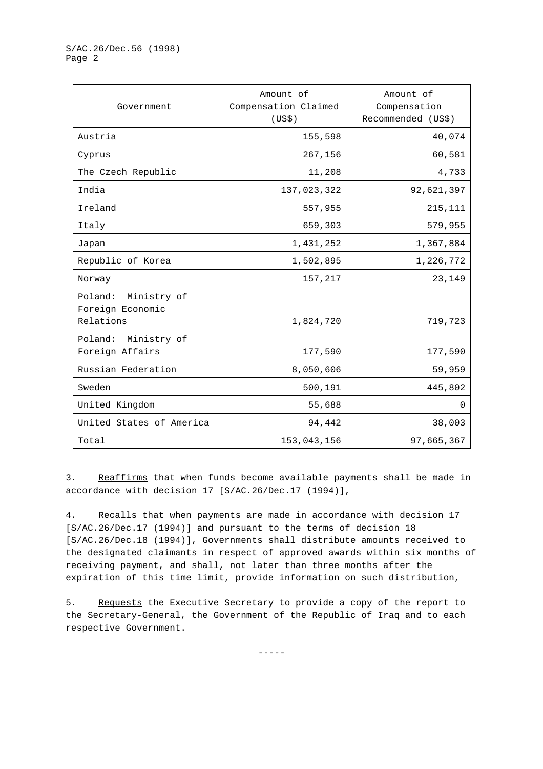| Government | Amount of Compensation Claimed (US$) | Amount of Compensation Recommended (US$) |
| --- | --- | --- |
| Austria | 155,598 | 40,074 |
| Cyprus | 267,156 | 60,581 |
| The Czech Republic | 11,208 | 4,733 |
| India | 137,023,322 | 92,621,397 |
| Ireland | 557,955 | 215,111 |
| Italy | 659,303 | 579,955 |
| Japan | 1,431,252 | 1,367,884 |
| Republic of Korea | 1,502,895 | 1,226,772 |
| Norway | 157,217 | 23,149 |
| Poland: Ministry of Foreign Economic Relations | 1,824,720 | 719,723 |
| Poland: Ministry of Foreign Affairs | 177,590 | 177,590 |
| Russian Federation | 8,050,606 | 59,959 |
| Sweden | 500,191 | 445,802 |
| United Kingdom | 55,688 | 0 |
| United States of America | 94,442 | 38,003 |
| Total | 153,043,156 | 97,665,367 |

3. Reaffirms that when funds become available payments shall be made in accordance with decision 17 [S/AC.26/Dec.17 (1994)],

4. Recalls that when payments are made in accordance with decision 17 [S/AC.26/Dec.17 (1994)] and pursuant to the terms of decision 18 [S/AC.26/Dec.18 (1994)], Governments shall distribute amounts received to the designated claimants in respect of approved awards within six months of receiving payment, and shall, not later than three months after the expiration of this time limit, provide information on such distribution,

5. Requests the Executive Secretary to provide a copy of the report to the Secretary-General, the Government of the Republic of Iraq and to each respective Government.

-----